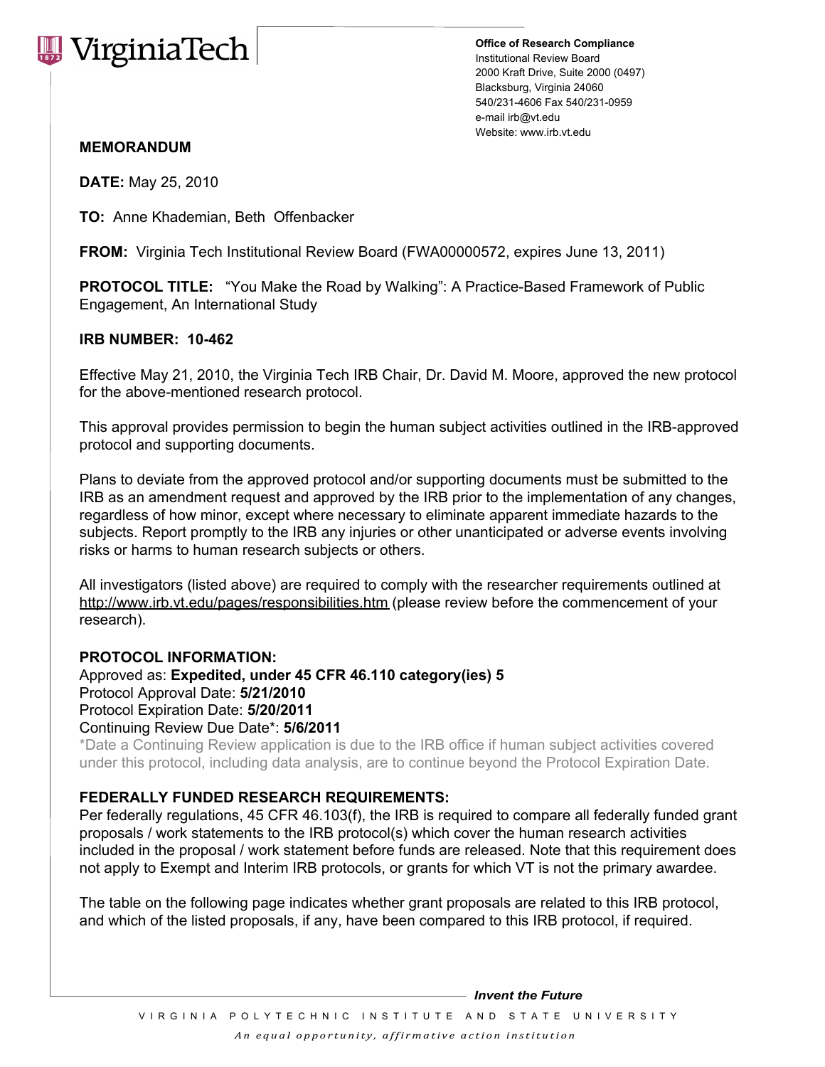VirginiaTech

**Office of Research Compliance**
Institutional Review Board
2000 Kraft Drive, Suite 2000 (0497)
Blacksburg, Virginia 24060
540/231-4606 Fax 540/231-0959
e-mail irb@vt.edu
Website: www.irb.vt.edu

**MEMORANDUM**

**DATE:** May 25, 2010

**TO:** Anne Khademian, Beth Offenbacker

**FROM:** Virginia Tech Institutional Review Board (FWA00000572, expires June 13, 2011)

**PROTOCOL TITLE:** "You Make the Road by Walking": A Practice-Based Framework of Public Engagement, An International Study

**IRB NUMBER: 10-462**

Effective May 21, 2010, the Virginia Tech IRB Chair, Dr. David M. Moore, approved the new protocol for the above-mentioned research protocol.

This approval provides permission to begin the human subject activities outlined in the IRB-approved protocol and supporting documents.

Plans to deviate from the approved protocol and/or supporting documents must be submitted to the IRB as an amendment request and approved by the IRB prior to the implementation of any changes, regardless of how minor, except where necessary to eliminate apparent immediate hazards to the subjects. Report promptly to the IRB any injuries or other unanticipated or adverse events involving risks or harms to human research subjects or others.

All investigators (listed above) are required to comply with the researcher requirements outlined at http://www.irb.vt.edu/pages/responsibilities.htm (please review before the commencement of your research).

**PROTOCOL INFORMATION:**
Approved as: **Expedited, under 45 CFR 46.110 category(ies) 5**
Protocol Approval Date: **5/21/2010**
Protocol Expiration Date: **5/20/2011**
Continuing Review Due Date*: **5/6/2011**
*Date a Continuing Review application is due to the IRB office if human subject activities covered under this protocol, including data analysis, are to continue beyond the Protocol Expiration Date.

**FEDERALLY FUNDED RESEARCH REQUIREMENTS:**
Per federally regulations, 45 CFR 46.103(f), the IRB is required to compare all federally funded grant proposals / work statements to the IRB protocol(s) which cover the human research activities included in the proposal / work statement before funds are released. Note that this requirement does not apply to Exempt and Interim IRB protocols, or grants for which VT is not the primary awardee.

The table on the following page indicates whether grant proposals are related to this IRB protocol, and which of the listed proposals, if any, have been compared to this IRB protocol, if required.

***Invent the Future***

VIRGINIA POLYTECHNIC INSTITUTE AND STATE UNIVERSITY

*An equal opportunity, affirmative action institution*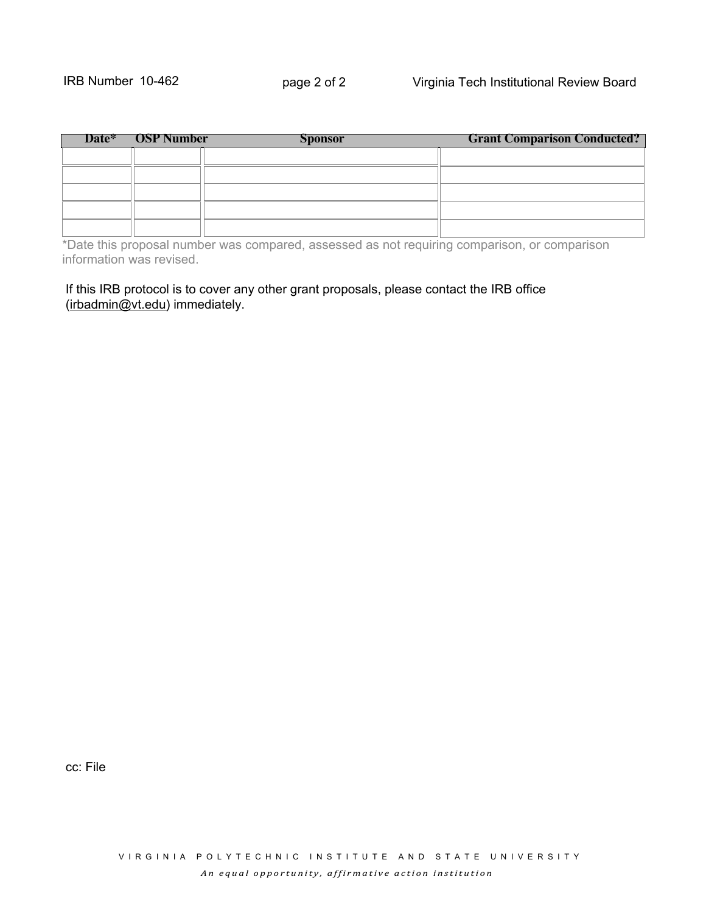| Date* | OSP Number | Sponsor | Grant Comparison Conducted? |
|---|---|---|---|
| | | | |
| | | | |
| | | | |
| | | | |
| | | | |

*Date this proposal number was compared, assessed as not requiring comparison, or comparison information was revised.

If this IRB protocol is to cover any other grant proposals, please contact the IRB office (irbadmin@vt.edu) immediately.

cc: File

VIRGINIA POLYTECHNIC INSTITUTE AND STATE UNIVERSITY

*An equal opportunity, affirmative action institution*